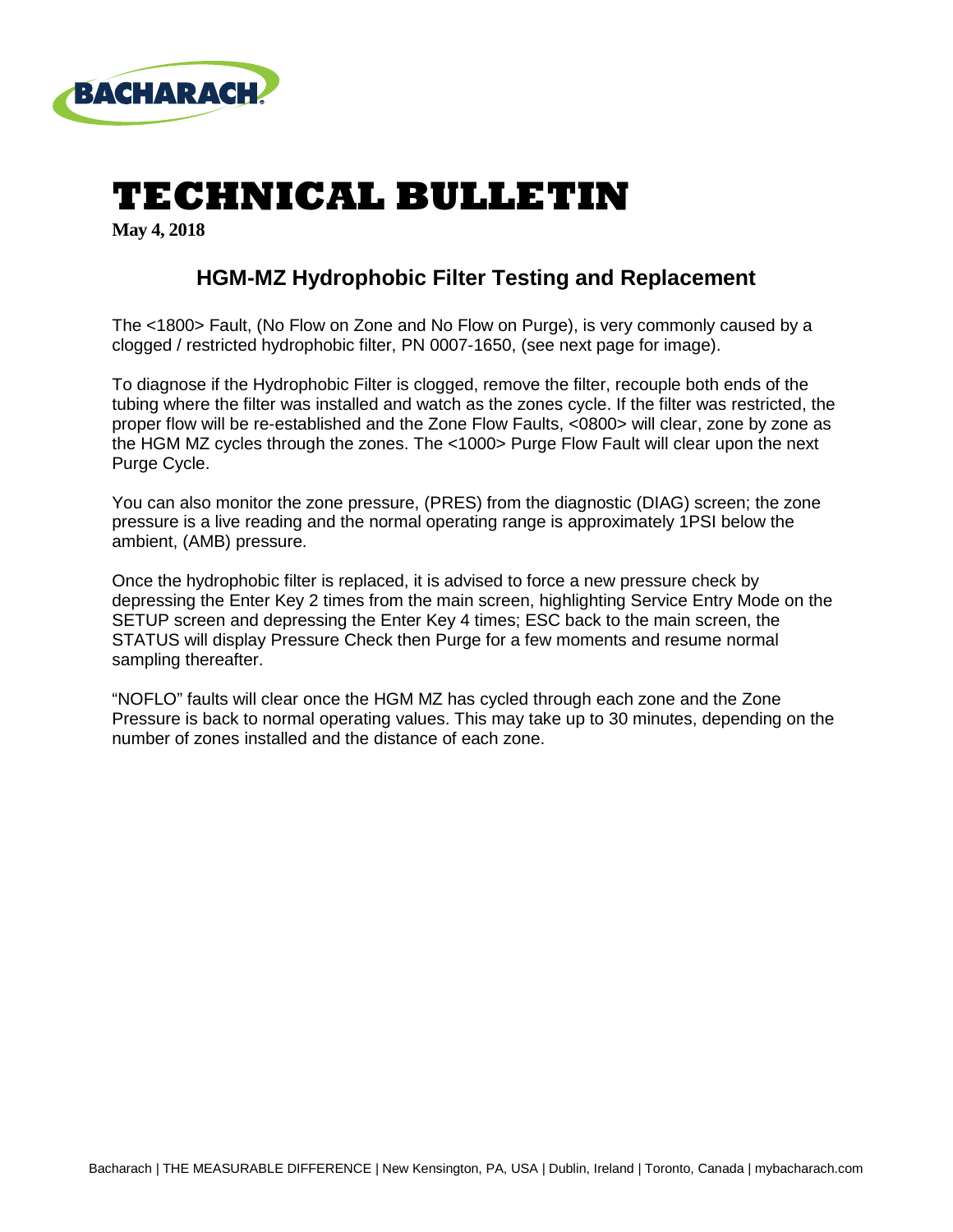# TECHNICAL BULLETIN

**May 4, 2018**

## HGM-MZ Hydrophobic Filter Testing and Replacement

The <1800> Fault, (No Flow on Zone and No Flow on Purge), is very commonly caused by a clogged / restricted hydrophobic filter, PN 0007-1650, (see next page for image).

To diagnose if the Hydrophobic Filter is clogged, remove the filter, recouple both ends of the tubing where the filter was installed and watch as the zones cycle. If the filter was restricted, the proper flow will be re-established and the Zone Flow Faults, <0800> will clear, zone by zone as the HGM MZ cycles through the zones. The <1000> Purge Flow Fault will clear upon the next Purge Cycle.

You can also monitor the zone pressure, (PRES) from the diagnostic (DIAG) screen; the zone pressure is a live reading and the normal operating range is approximately 1PSI below the ambient, (AMB) pressure.

Once the hydrophobic filter is replaced, it is advised to force a new pressure check by depressing the Enter Key 2 times from the main screen, highlighting Service Entry Mode on the SETUP screen and depressing the Enter Key 4 times; ESC back to the main screen, the STATUS will display Pressure Check then Purge for a few moments and resume normal sampling thereafter.

"NOFLO" faults will clear once the HGM MZ has cycled through each zone and the Zone Pressure is back to normal operating values. This may take up to 30 minutes, depending on the number of zones installed and the distance of each zone.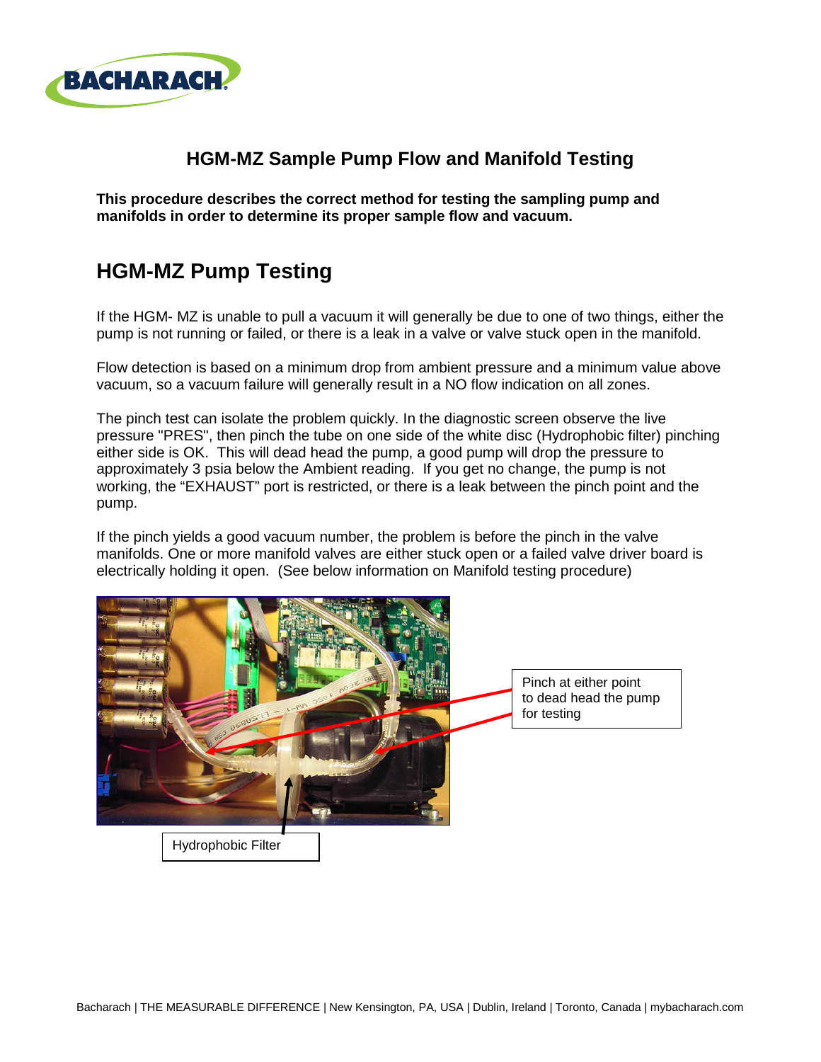## HGM-MZ Sample Pump Flow and Manifold Testing

**This procedure describes the correct method for testing the sampling pump and manifolds in order to determine its proper sample flow and vacuum.**

# HGM-MZ Pump Testing

If the HGM- MZ is unable to pull a vacuum it will generally be due to one of two things, either the pump is not running or failed, or there is a leak in a valve or valve stuck open in the manifold.

Flow detection is based on a minimum drop from ambient pressure and a minimum value above vacuum, so a vacuum failure will generally result in a NO flow indication on all zones.

The pinch test can isolate the problem quickly. In the diagnostic screen observe the live pressure "PRES", then pinch the tube on one side of the white disc (Hydrophobic filter) pinching either side is OK. This will dead head the pump, a good pump will drop the pressure to approximately 3 psia below the Ambient reading. If you get no change, the pump is not working, the "EXHAUST" port is restricted, or there is a leak between the pinch point and the pump.

If the pinch yields a good vacuum number, the problem is before the pinch in the valve manifolds. One or more manifold valves are either stuck open or a failed valve driver board is electrically holding it open. (See below information on Manifold testing procedure)

Pinch at either point to dead head the pump for testing

Hydrophobic Filter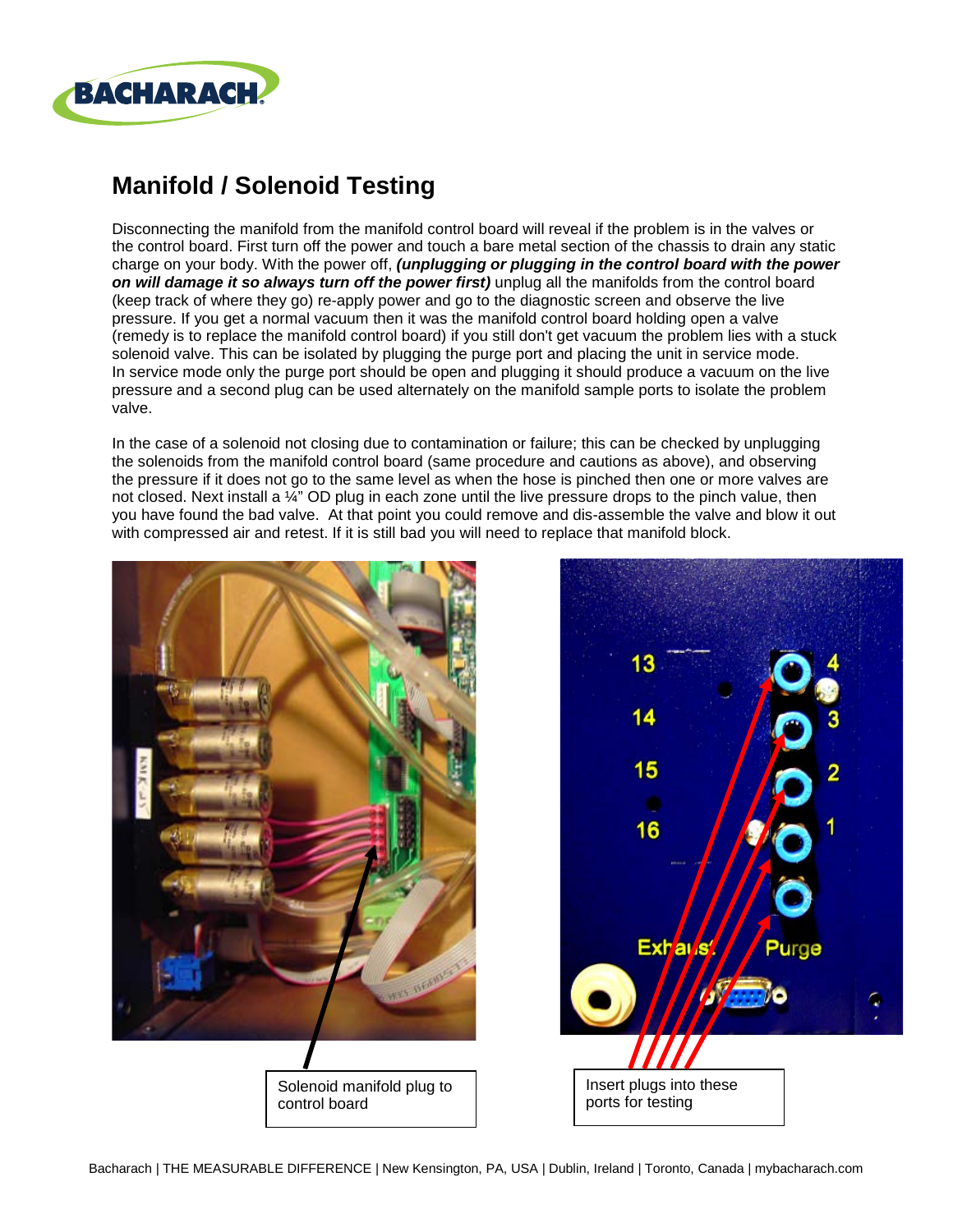## Manifold / Solenoid Testing

Disconnecting the manifold from the manifold control board will reveal if the problem is in the valves or the control board. First turn off the power and touch a bare metal section of the chassis to drain any static charge on your body. With the power off, ***(unplugging or plugging in the control board with the power on will damage it so always turn off the power first)*** unplug all the manifolds from the control board (keep track of where they go) re-apply power and go to the diagnostic screen and observe the live pressure. If you get a normal vacuum then it was the manifold control board holding open a valve (remedy is to replace the manifold control board) if you still don't get vacuum the problem lies with a stuck solenoid valve. This can be isolated by plugging the purge port and placing the unit in service mode. In service mode only the purge port should be open and plugging it should produce a vacuum on the live pressure and a second plug can be used alternately on the manifold sample ports to isolate the problem valve.

In the case of a solenoid not closing due to contamination or failure; this can be checked by unplugging the solenoids from the manifold control board (same procedure and cautions as above), and observing the pressure if it does not go to the same level as when the hose is pinched then one or more valves are not closed. Next install a ¼" OD plug in each zone until the live pressure drops to the pinch value, then you have found the bad valve. At that point you could remove and dis-assemble the valve and blow it out with compressed air and retest. If it is still bad you will need to replace that manifold block.

Solenoid manifold plug to control board

Insert plugs into these ports for testing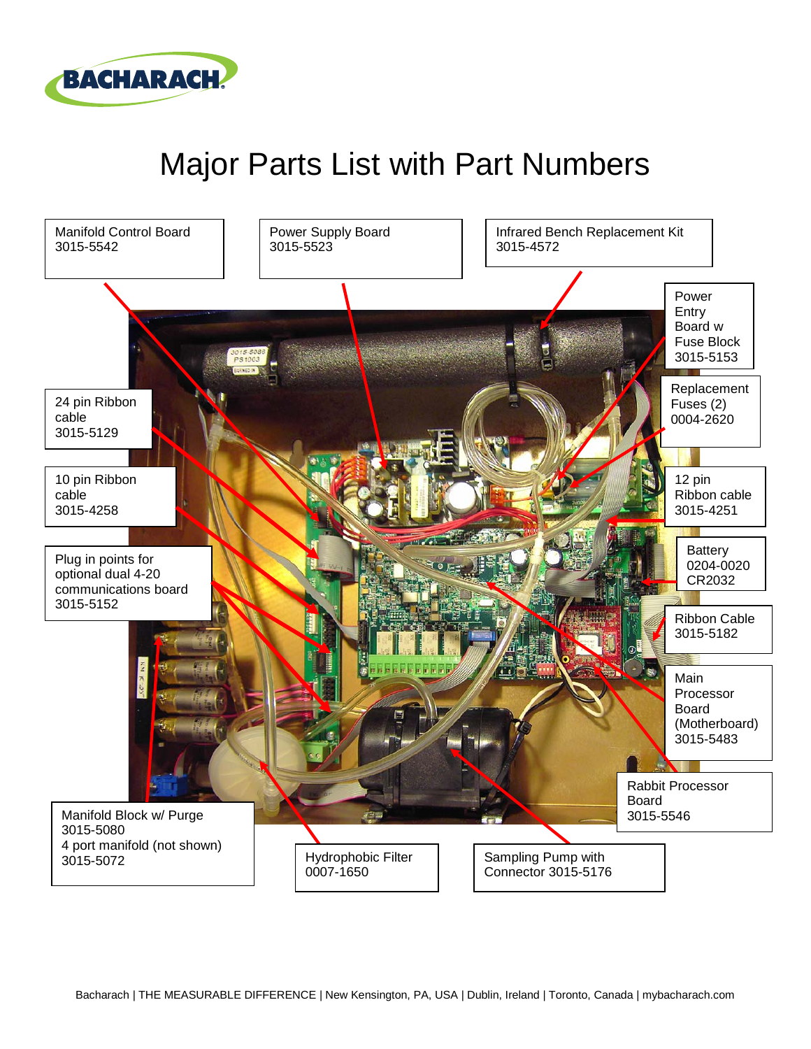# Major Parts List with Part Numbers

Manifold Control Board
3015-5542

Power Supply Board
3015-5523

Infrared Bench Replacement Kit
3015-4572

Power Entry Board w Fuse Block
3015-5153

Replacement Fuses (2)
0004-2620

24 pin Ribbon cable
3015-5129

10 pin Ribbon cable
3015-4258

12 pin Ribbon cable
3015-4251

Battery
0204-0020
CR2032

Plug in points for optional dual 4-20 communications board
3015-5152

Ribbon Cable
3015-5182

Main Processor Board (Motherboard)
3015-5483

Rabbit Processor Board
3015-5546

Manifold Block w/ Purge
3015-5080
4 port manifold (not shown)
3015-5072

Hydrophobic Filter
0007-1650

Sampling Pump with Connector 3015-5176

Bacharach | THE MEASURABLE DIFFERENCE | New Kensington, PA, USA | Dublin, Ireland | Toronto, Canada | mybacharach.com